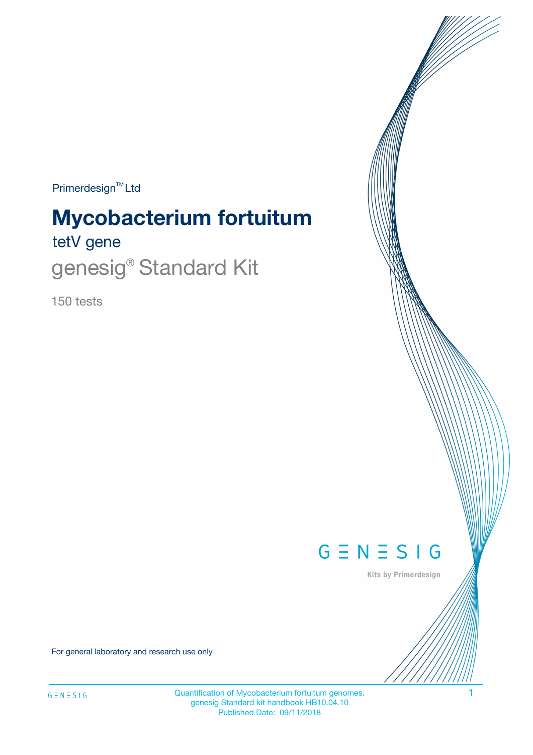Primerdesign™ Ltd

# Mycobacterium fortuitum

## tetV gene

## genesig® Standard Kit

150 tests

GENESIG

Kits by Primerdesign

For general laboratory and research use only

Quantification of Mycobacterium fortuitum genomes.
genesig Standard kit handbook HB10.04.10
Published Date: 09/11/2018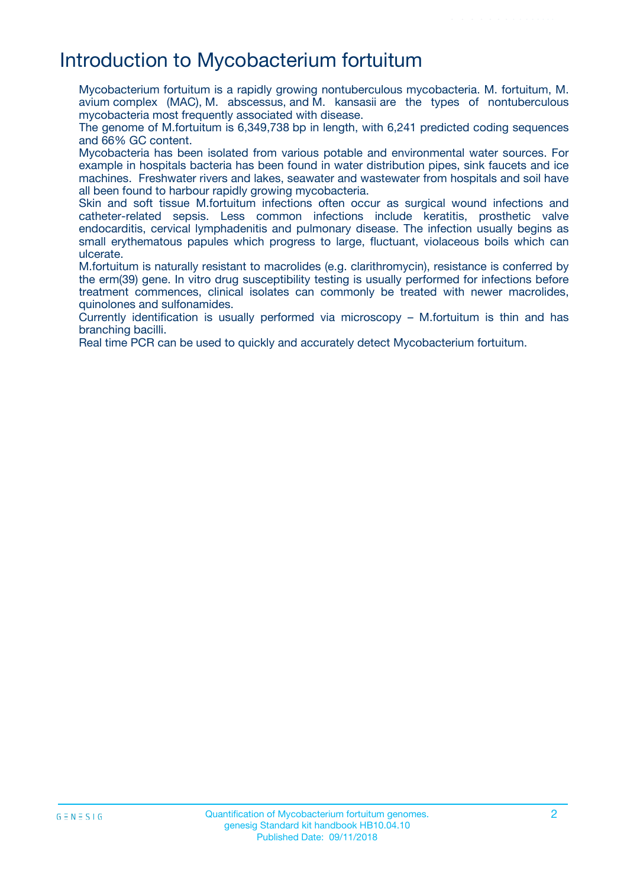# Introduction to Mycobacterium fortuitum

Mycobacterium fortuitum is a rapidly growing nontuberculous mycobacteria. M. fortuitum, M. avium complex (MAC), M. abscessus, and M. kansasii are the types of nontuberculous mycobacteria most frequently associated with disease.

The genome of M.fortuitum is 6,349,738 bp in length, with 6,241 predicted coding sequences and 66% GC content.

Mycobacteria has been isolated from various potable and environmental water sources. For example in hospitals bacteria has been found in water distribution pipes, sink faucets and ice machines. Freshwater rivers and lakes, seawater and wastewater from hospitals and soil have all been found to harbour rapidly growing mycobacteria.

Skin and soft tissue M.fortuitum infections often occur as surgical wound infections and catheter-related sepsis. Less common infections include keratitis, prosthetic valve endocarditis, cervical lymphadenitis and pulmonary disease. The infection usually begins as small erythematous papules which progress to large, fluctuant, violaceous boils which can ulcerate.

M.fortuitum is naturally resistant to macrolides (e.g. clarithromycin), resistance is conferred by the erm(39) gene. In vitro drug susceptibility testing is usually performed for infections before treatment commences, clinical isolates can commonly be treated with newer macrolides, quinolones and sulfonamides.

Currently identification is usually performed via microscopy – M.fortuitum is thin and has branching bacilli.

Real time PCR can be used to quickly and accurately detect Mycobacterium fortuitum.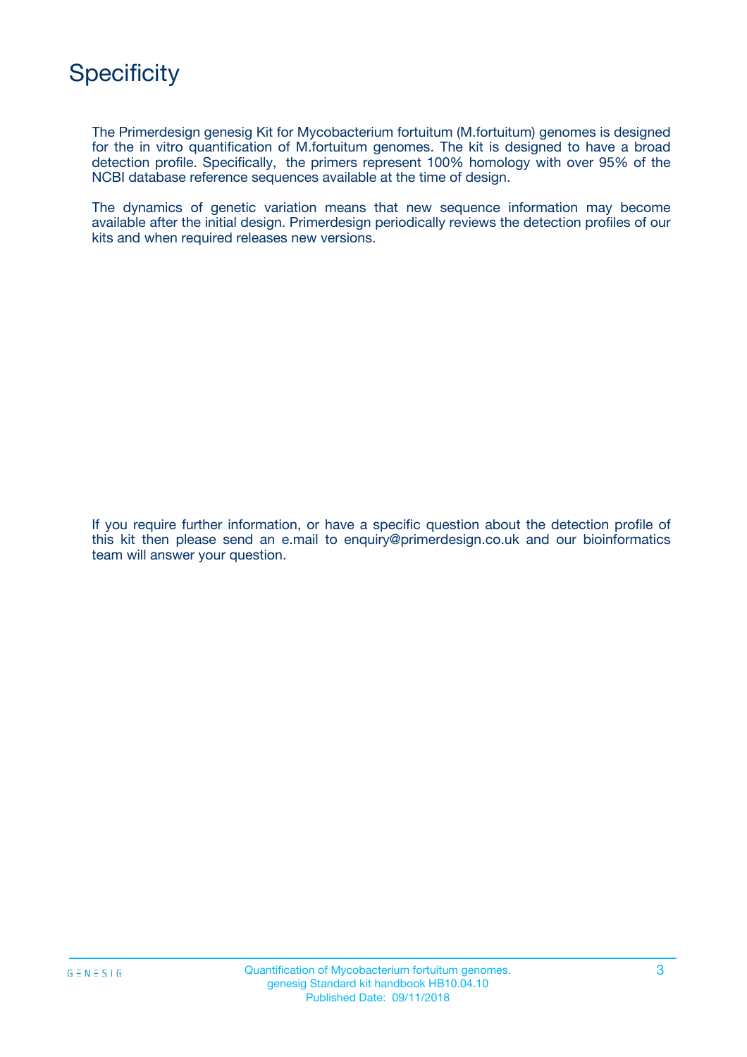# Specificity

The Primerdesign genesig Kit for Mycobacterium fortuitum (M.fortuitum) genomes is designed for the in vitro quantification of M.fortuitum genomes. The kit is designed to have a broad detection profile. Specifically, the primers represent 100% homology with over 95% of the NCBI database reference sequences available at the time of design.

The dynamics of genetic variation means that new sequence information may become available after the initial design. Primerdesign periodically reviews the detection profiles of our kits and when required releases new versions.

If you require further information, or have a specific question about the detection profile of this kit then please send an e.mail to enquiry@primerdesign.co.uk and our bioinformatics team will answer your question.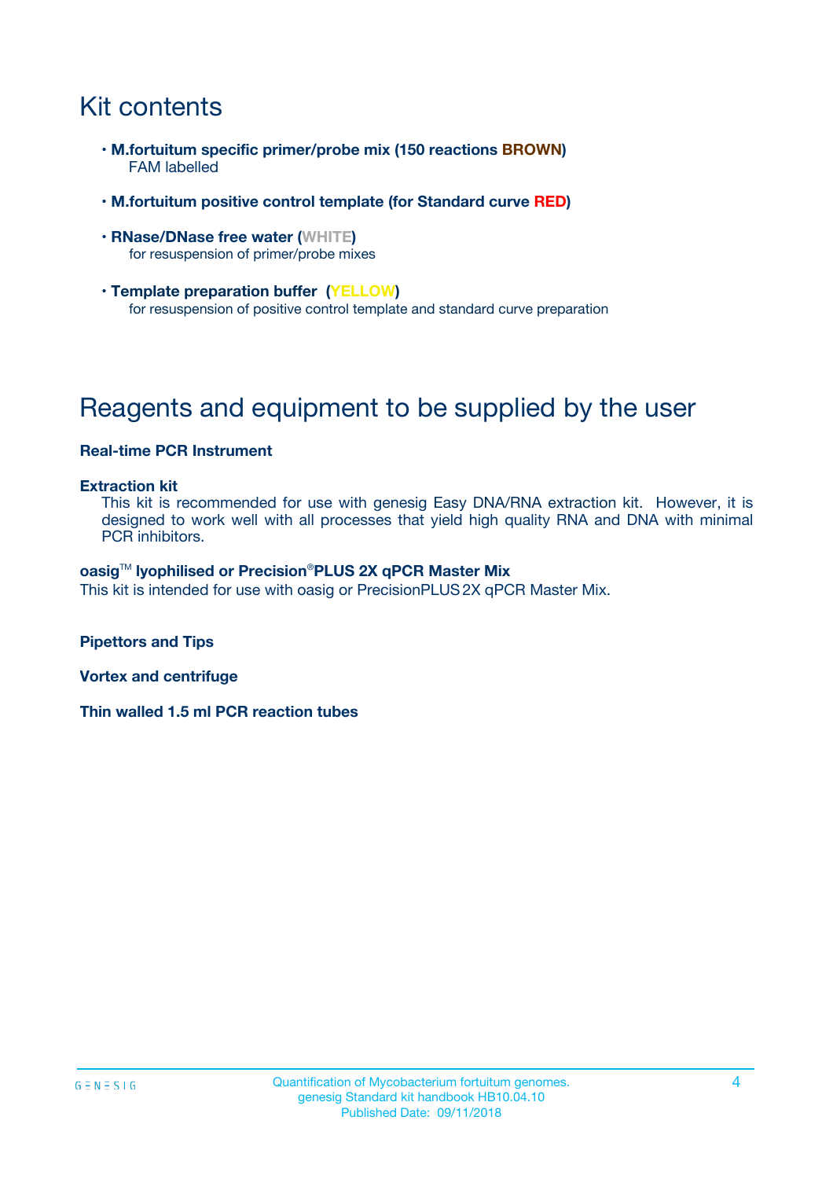# Kit contents

- **M.fortuitum specific primer/probe mix (150 reactions BROWN)**
  FAM labelled
- **M.fortuitum positive control template (for Standard curve RED)**
- **RNase/DNase free water (WHITE)**
  for resuspension of primer/probe mixes
- **Template preparation buffer (YELLOW)**
  for resuspension of positive control template and standard curve preparation

# Reagents and equipment to be supplied by the user

**Real-time PCR Instrument**

**Extraction kit**

This kit is recommended for use with genesig Easy DNA/RNA extraction kit. However, it is designed to work well with all processes that yield high quality RNA and DNA with minimal PCR inhibitors.

**oasig™ lyophilised or Precision®PLUS 2X qPCR Master Mix**

This kit is intended for use with oasig or PrecisionPLUS 2X qPCR Master Mix.

**Pipettors and Tips**

**Vortex and centrifuge**

**Thin walled 1.5 ml PCR reaction tubes**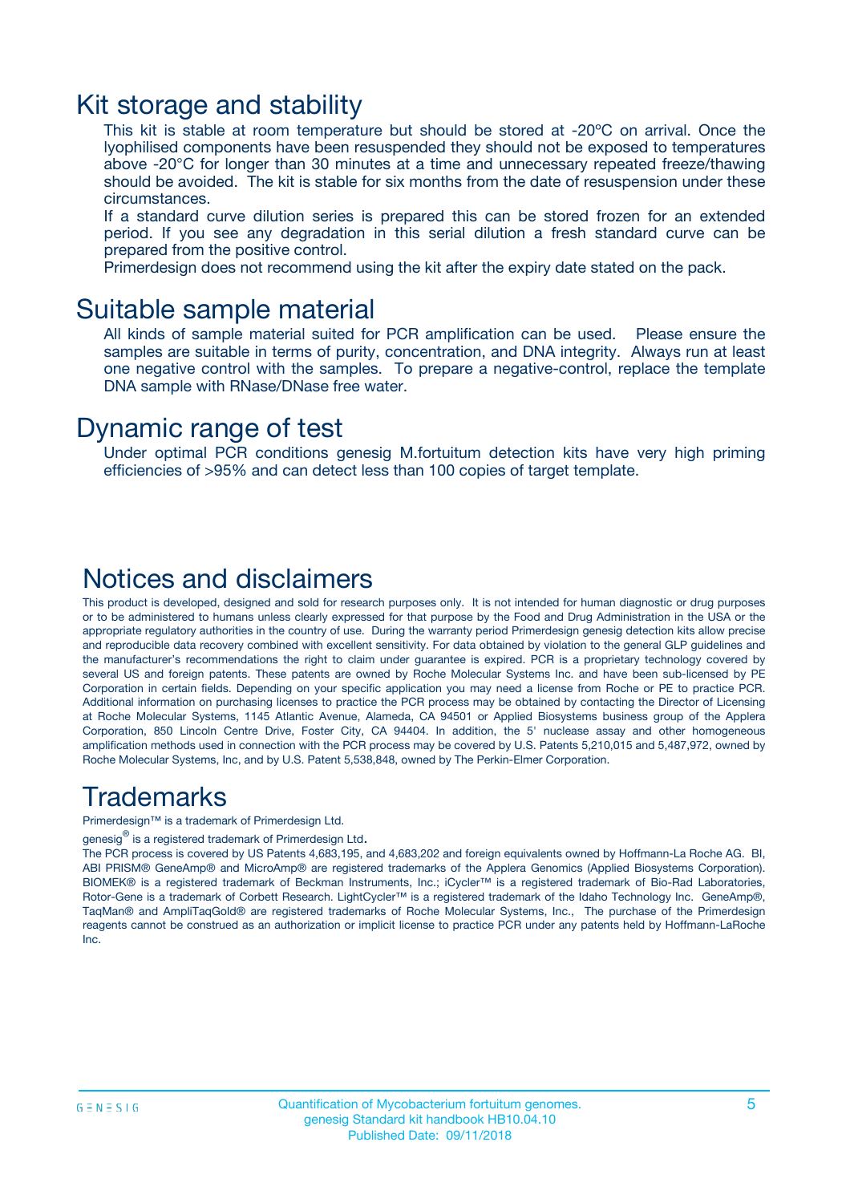# Kit storage and stability

This kit is stable at room temperature but should be stored at -20ºC on arrival. Once the lyophilised components have been resuspended they should not be exposed to temperatures above -20°C for longer than 30 minutes at a time and unnecessary repeated freeze/thawing should be avoided. The kit is stable for six months from the date of resuspension under these circumstances.

If a standard curve dilution series is prepared this can be stored frozen for an extended period. If you see any degradation in this serial dilution a fresh standard curve can be prepared from the positive control.

Primerdesign does not recommend using the kit after the expiry date stated on the pack.

# Suitable sample material

All kinds of sample material suited for PCR amplification can be used. Please ensure the samples are suitable in terms of purity, concentration, and DNA integrity. Always run at least one negative control with the samples. To prepare a negative-control, replace the template DNA sample with RNase/DNase free water.

# Dynamic range of test

Under optimal PCR conditions genesig M.fortuitum detection kits have very high priming efficiencies of >95% and can detect less than 100 copies of target template.

# Notices and disclaimers

This product is developed, designed and sold for research purposes only. It is not intended for human diagnostic or drug purposes or to be administered to humans unless clearly expressed for that purpose by the Food and Drug Administration in the USA or the appropriate regulatory authorities in the country of use. During the warranty period Primerdesign genesig detection kits allow precise and reproducible data recovery combined with excellent sensitivity. For data obtained by violation to the general GLP guidelines and the manufacturer's recommendations the right to claim under guarantee is expired. PCR is a proprietary technology covered by several US and foreign patents. These patents are owned by Roche Molecular Systems Inc. and have been sub-licensed by PE Corporation in certain fields. Depending on your specific application you may need a license from Roche or PE to practice PCR. Additional information on purchasing licenses to practice the PCR process may be obtained by contacting the Director of Licensing at Roche Molecular Systems, 1145 Atlantic Avenue, Alameda, CA 94501 or Applied Biosystems business group of the Applera Corporation, 850 Lincoln Centre Drive, Foster City, CA 94404. In addition, the 5' nuclease assay and other homogeneous amplification methods used in connection with the PCR process may be covered by U.S. Patents 5,210,015 and 5,487,972, owned by Roche Molecular Systems, Inc, and by U.S. Patent 5,538,848, owned by The Perkin-Elmer Corporation.

# Trademarks

Primerdesign™ is a trademark of Primerdesign Ltd.

genesig® is a registered trademark of Primerdesign Ltd.

The PCR process is covered by US Patents 4,683,195, and 4,683,202 and foreign equivalents owned by Hoffmann-La Roche AG. BI, ABI PRISM® GeneAmp® and MicroAmp® are registered trademarks of the Applera Genomics (Applied Biosystems Corporation). BIOMEK® is a registered trademark of Beckman Instruments, Inc.; iCycler™ is a registered trademark of Bio-Rad Laboratories, Rotor-Gene is a trademark of Corbett Research. LightCycler™ is a registered trademark of the Idaho Technology Inc. GeneAmp®, TaqMan® and AmpliTaqGold® are registered trademarks of Roche Molecular Systems, Inc., The purchase of the Primerdesign reagents cannot be construed as an authorization or implicit license to practice PCR under any patents held by Hoffmann-LaRoche Inc.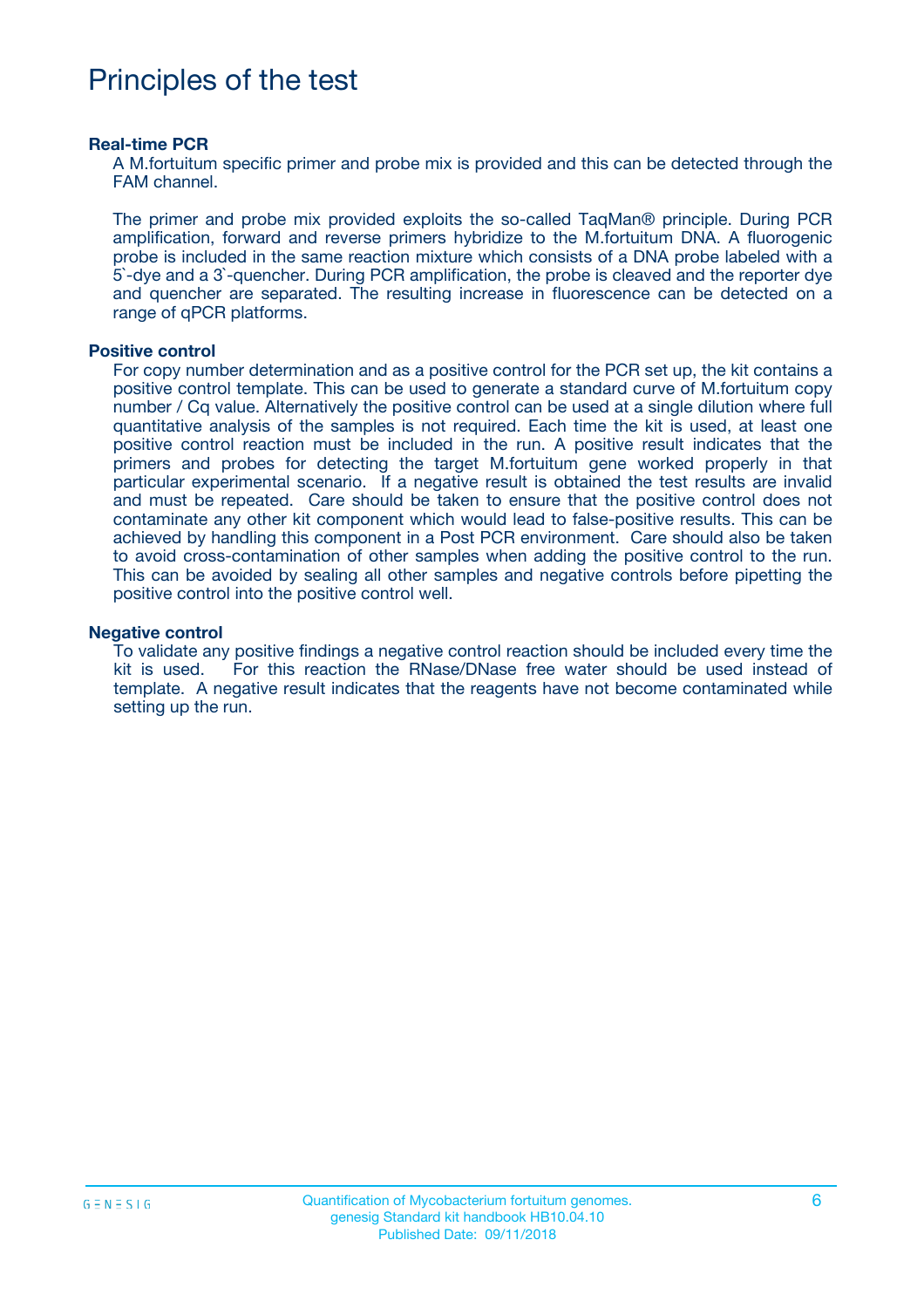# Principles of the test

### Real-time PCR

A M.fortuitum specific primer and probe mix is provided and this can be detected through the FAM channel.

The primer and probe mix provided exploits the so-called TaqMan® principle. During PCR amplification, forward and reverse primers hybridize to the M.fortuitum DNA. A fluorogenic probe is included in the same reaction mixture which consists of a DNA probe labeled with a 5`-dye and a 3`-quencher. During PCR amplification, the probe is cleaved and the reporter dye and quencher are separated. The resulting increase in fluorescence can be detected on a range of qPCR platforms.

### Positive control

For copy number determination and as a positive control for the PCR set up, the kit contains a positive control template. This can be used to generate a standard curve of M.fortuitum copy number / Cq value. Alternatively the positive control can be used at a single dilution where full quantitative analysis of the samples is not required. Each time the kit is used, at least one positive control reaction must be included in the run. A positive result indicates that the primers and probes for detecting the target M.fortuitum gene worked properly in that particular experimental scenario. If a negative result is obtained the test results are invalid and must be repeated. Care should be taken to ensure that the positive control does not contaminate any other kit component which would lead to false-positive results. This can be achieved by handling this component in a Post PCR environment. Care should also be taken to avoid cross-contamination of other samples when adding the positive control to the run. This can be avoided by sealing all other samples and negative controls before pipetting the positive control into the positive control well.

### Negative control

To validate any positive findings a negative control reaction should be included every time the kit is used. For this reaction the RNase/DNase free water should be used instead of template. A negative result indicates that the reagents have not become contaminated while setting up the run.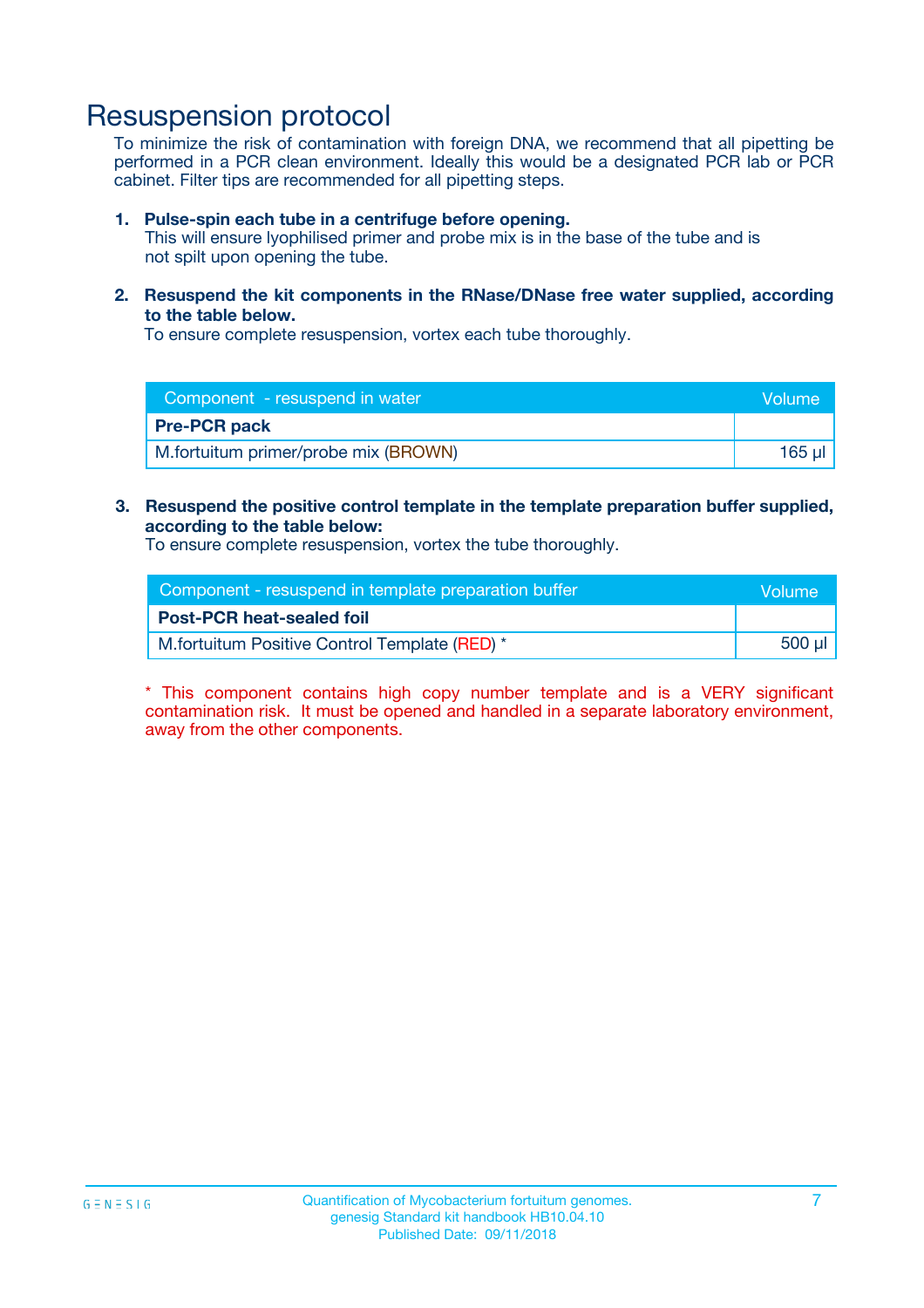# Resuspension protocol

To minimize the risk of contamination with foreign DNA, we recommend that all pipetting be performed in a PCR clean environment. Ideally this would be a designated PCR lab or PCR cabinet. Filter tips are recommended for all pipetting steps.

1. **Pulse-spin each tube in a centrifuge before opening.**
   This will ensure lyophilised primer and probe mix is in the base of the tube and is not spilt upon opening the tube.

2. **Resuspend the kit components in the RNase/DNase free water supplied, according to the table below.**
   To ensure complete resuspension, vortex each tube thoroughly.

| Component - resuspend in water | Volume |
|---|---|
| **Pre-PCR pack** | |
| M.fortuitum primer/probe mix (BROWN) | 165 µl |

3. **Resuspend the positive control template in the template preparation buffer supplied, according to the table below:**
   To ensure complete resuspension, vortex the tube thoroughly.

| Component - resuspend in template preparation buffer | Volume |
|---|---|
| **Post-PCR heat-sealed foil** | |
| M.fortuitum Positive Control Template (RED) * | 500 µl |

* This component contains high copy number template and is a VERY significant contamination risk. It must be opened and handled in a separate laboratory environment, away from the other components.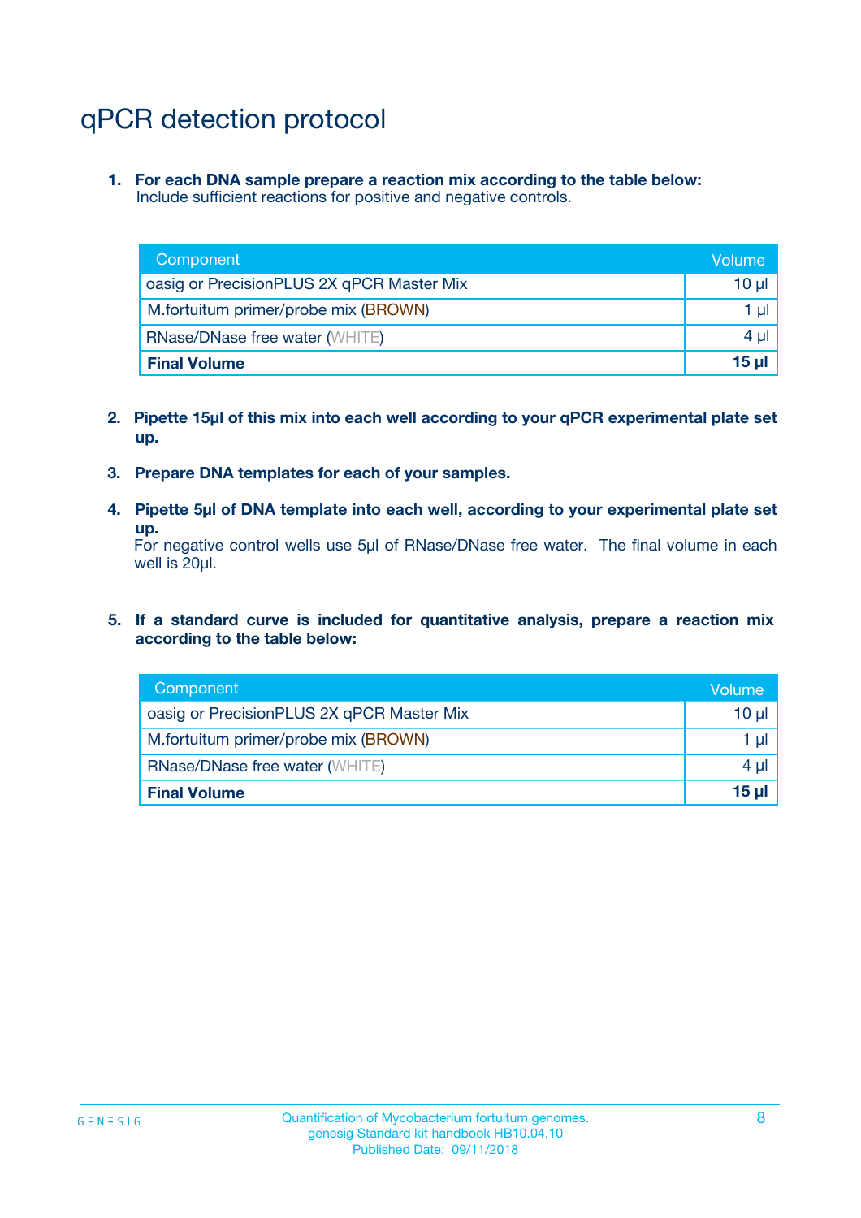# qPCR detection protocol

1. **For each DNA sample prepare a reaction mix according to the table below:**
   Include sufficient reactions for positive and negative controls.

| Component | Volume |
|---|---|
| oasig or PrecisionPLUS 2X qPCR Master Mix | 10 µl |
| M.fortuitum primer/probe mix (BROWN) | 1 µl |
| RNase/DNase free water (WHITE) | 4 µl |
| **Final Volume** | **15 µl** |

2. **Pipette 15µl of this mix into each well according to your qPCR experimental plate set up.**

3. **Prepare DNA templates for each of your samples.**

4. **Pipette 5µl of DNA template into each well, according to your experimental plate set up.**
   For negative control wells use 5µl of RNase/DNase free water. The final volume in each well is 20µl.

5. **If a standard curve is included for quantitative analysis, prepare a reaction mix according to the table below:**

| Component | Volume |
|---|---|
| oasig or PrecisionPLUS 2X qPCR Master Mix | 10 µl |
| M.fortuitum primer/probe mix (BROWN) | 1 µl |
| RNase/DNase free water (WHITE) | 4 µl |
| **Final Volume** | **15 µl** |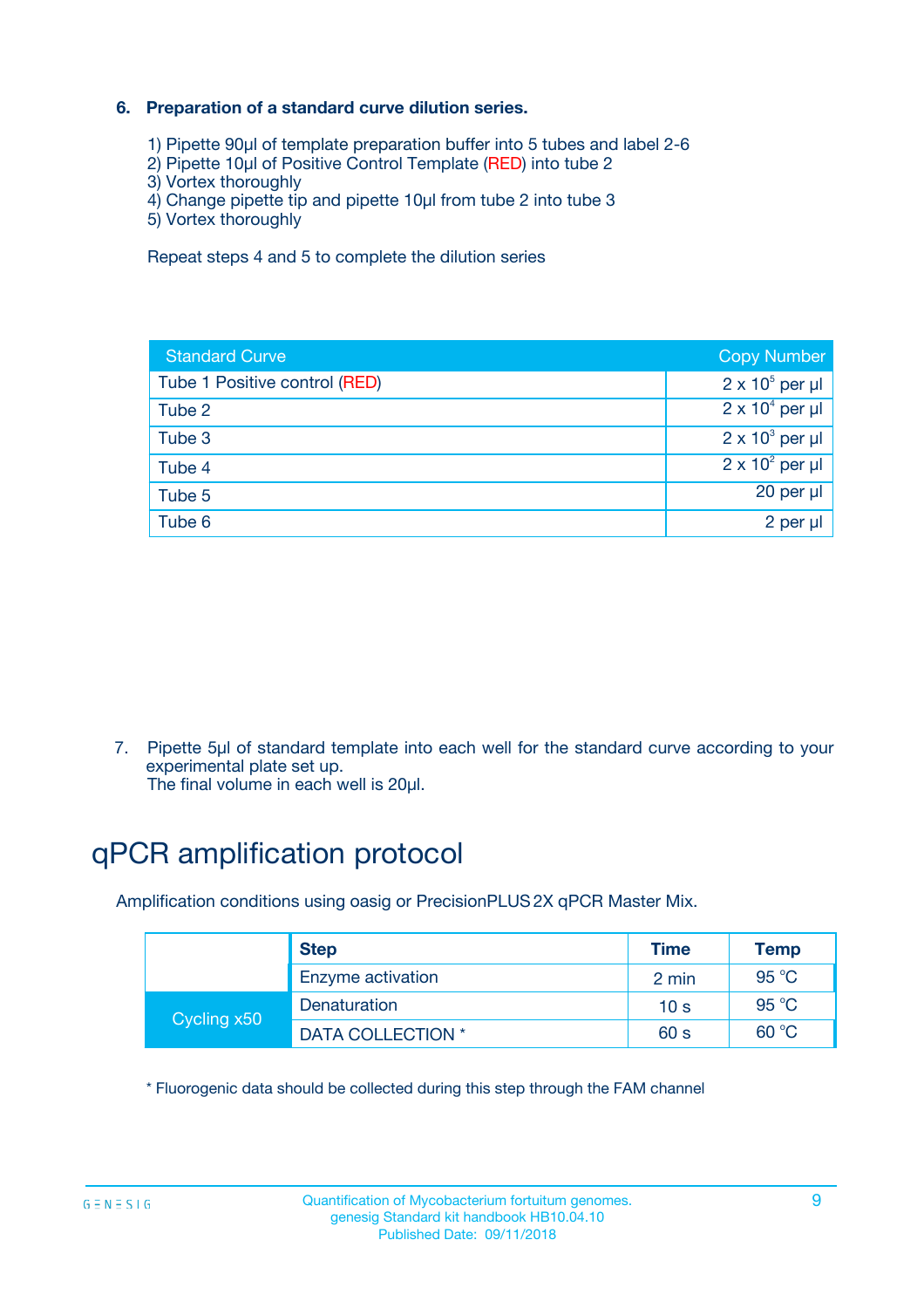**6. Preparation of a standard curve dilution series.**

1) Pipette 90µl of template preparation buffer into 5 tubes and label 2-6
2) Pipette 10µl of Positive Control Template (RED) into tube 2
3) Vortex thoroughly
4) Change pipette tip and pipette 10µl from tube 2 into tube 3
5) Vortex thoroughly

Repeat steps 4 and 5 to complete the dilution series

| Standard Curve | Copy Number |
|---|---|
| Tube 1 Positive control (RED) | $2 \times 10^5$ per µl |
| Tube 2 | $2 \times 10^4$ per µl |
| Tube 3 | $2 \times 10^3$ per µl |
| Tube 4 | $2 \times 10^2$ per µl |
| Tube 5 | 20 per µl |
| Tube 6 | 2 per µl |

7. Pipette 5µl of standard template into each well for the standard curve according to your experimental plate set up.
The final volume in each well is 20µl.

# qPCR amplification protocol

Amplification conditions using oasig or PrecisionPLUS 2X qPCR Master Mix.

| | Step | Time | Temp |
|---|---|---|---|
| | Enzyme activation | 2 min | 95 °C |
| Cycling x50 | Denaturation | 10 s | 95 °C |
| | DATA COLLECTION * | 60 s | 60 °C |

* Fluorogenic data should be collected during this step through the FAM channel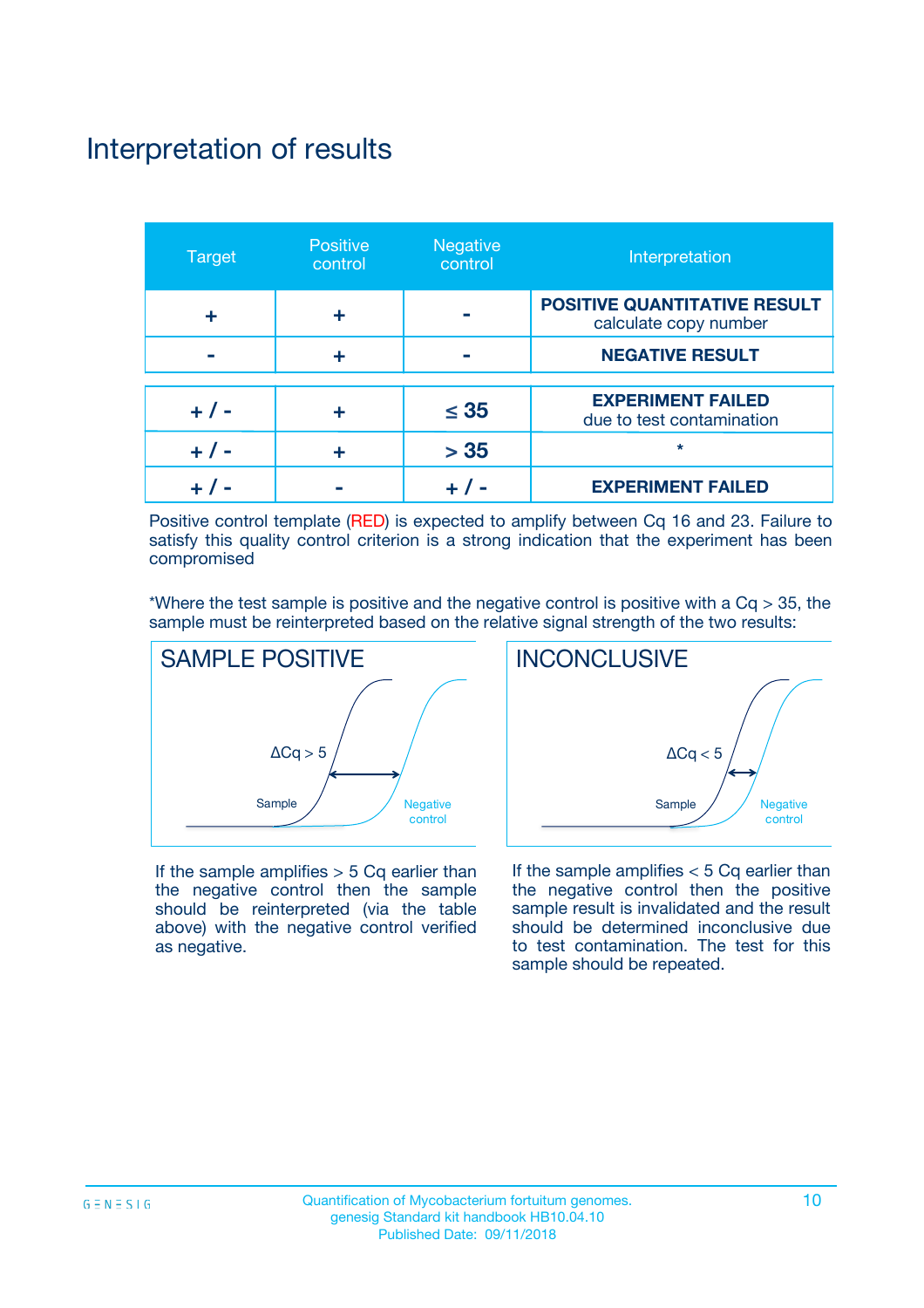# Interpretation of results

| Target | Positive control | Negative control | Interpretation |
|---|---|---|---|
| + | + | - | **POSITIVE QUANTITATIVE RESULT** calculate copy number |
| - | + | - | **NEGATIVE RESULT** |
| + / - | + | ≤ 35 | **EXPERIMENT FAILED** due to test contamination |
| + / - | + | > 35 | * |
| + / - | - | + / - | **EXPERIMENT FAILED** |

Positive control template (RED) is expected to amplify between Cq 16 and 23. Failure to satisfy this quality control criterion is a strong indication that the experiment has been compromised

*Where the test sample is positive and the negative control is positive with a Cq > 35, the sample must be reinterpreted based on the relative signal strength of the two results:

## SAMPLE POSITIVE

ΔCq > 5

Sample

Negative control

If the sample amplifies > 5 Cq earlier than the negative control then the sample should be reinterpreted (via the table above) with the negative control verified as negative.

## INCONCLUSIVE

ΔCq < 5

Sample

Negative control

If the sample amplifies < 5 Cq earlier than the negative control then the positive sample result is invalidated and the result should be determined inconclusive due to test contamination. The test for this sample should be repeated.